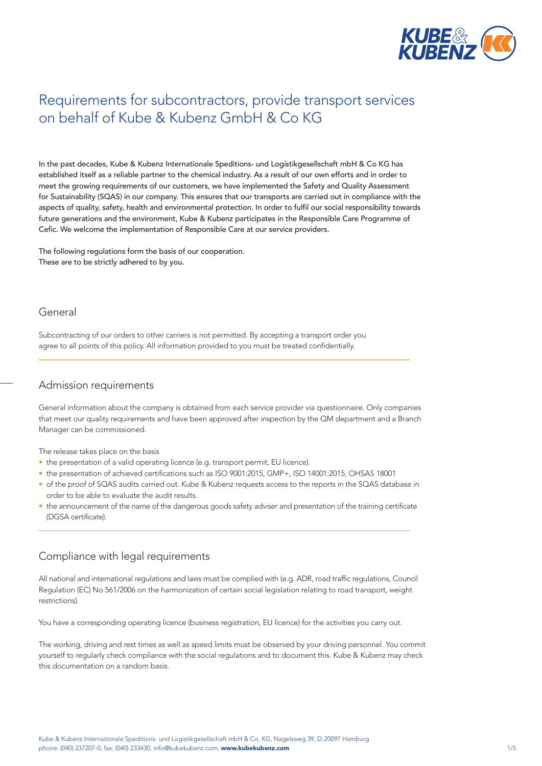# Requirements for subcontractors, provide transport services on behalf of Kube & Kubenz GmbH & Co KG

In the past decades, Kube & Kubenz Internationale Speditions- und Logistikgesellschaft mbH & Co KG has established itself as a reliable partner to the chemical industry. As a result of our own efforts and in order to meet the growing requirements of our customers, we have implemented the Safety and Quality Assessment for Sustainability (SQAS) in our company. This ensures that our transports are carried out in compliance with the aspects of quality, safety, health and environmental protection. In order to fulfil our social responsibility towards future generations and the environment, Kube & Kubenz participates in the Responsible Care Programme of Cefic. We welcome the implementation of Responsible Care at our service providers.

The following regulations form the basis of our cooperation.
These are to be strictly adhered to by you.

## General

Subcontracting of our orders to other carriers is not permitted. By accepting a transport order you agree to all points of this policy. All information provided to you must be treated confidentially.

## Admission requirements

General information about the company is obtained from each service provider via questionnaire. Only companies that meet our quality requirements and have been approved after inspection by the QM department and a Branch Manager can be commissioned.

The release takes place on the basis

- the presentation of a valid operating licence (e.g. transport permit, EU licence).
- the presentation of achieved certifications such as ISO 9001:2015, GMP+, ISO 14001:2015, OHSAS 18001
- of the proof of SQAS audits carried out. Kube & Kubenz requests access to the reports in the SQAS database in order to be able to evaluate the audit results.
- the announcement of the name of the dangerous goods safety adviser and presentation of the training certificate (DGSA certificate).

## Compliance with legal requirements

All national and international regulations and laws must be complied with (e.g. ADR, road traffic regulations, Council Regulation (EC) No 561/2006 on the harmonization of certain social legislation relating to road transport, weight restrictions).

You have a corresponding operating licence (business registration, EU licence) for the activities you carry out.

The working, driving and rest times as well as speed limits must be observed by your driving personnel. You commit yourself to regularly check compliance with the social regulations and to document this. Kube & Kubenz may check this documentation on a random basis.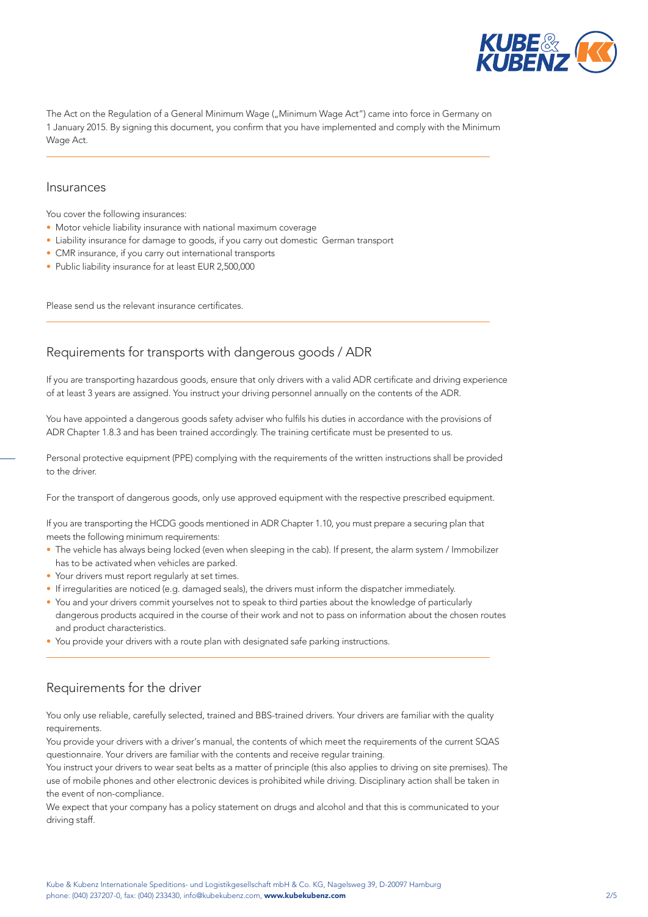The Act on the Regulation of a General Minimum Wage („Minimum Wage Act") came into force in Germany on 1 January 2015. By signing this document, you confirm that you have implemented and comply with the Minimum Wage Act.

## Insurances

You cover the following insurances:

- Motor vehicle liability insurance with national maximum coverage
- Liability insurance for damage to goods, if you carry out domestic German transport
- CMR insurance, if you carry out international transports
- Public liability insurance for at least EUR 2,500,000

Please send us the relevant insurance certificates.

## Requirements for transports with dangerous goods / ADR

If you are transporting hazardous goods, ensure that only drivers with a valid ADR certificate and driving experience of at least 3 years are assigned. You instruct your driving personnel annually on the contents of the ADR.

You have appointed a dangerous goods safety adviser who fulfils his duties in accordance with the provisions of ADR Chapter 1.8.3 and has been trained accordingly. The training certificate must be presented to us.

Personal protective equipment (PPE) complying with the requirements of the written instructions shall be provided to the driver.

For the transport of dangerous goods, only use approved equipment with the respective prescribed equipment.

If you are transporting the HCDG goods mentioned in ADR Chapter 1.10, you must prepare a securing plan that meets the following minimum requirements:

- The vehicle has always being locked (even when sleeping in the cab). If present, the alarm system / Immobilizer has to be activated when vehicles are parked.
- Your drivers must report regularly at set times.
- If irregularities are noticed (e.g. damaged seals), the drivers must inform the dispatcher immediately.
- You and your drivers commit yourselves not to speak to third parties about the knowledge of particularly dangerous products acquired in the course of their work and not to pass on information about the chosen routes and product characteristics.
- You provide your drivers with a route plan with designated safe parking instructions.

## Requirements for the driver

You only use reliable, carefully selected, trained and BBS-trained drivers. Your drivers are familiar with the quality requirements.

You provide your drivers with a driver's manual, the contents of which meet the requirements of the current SQAS questionnaire. Your drivers are familiar with the contents and receive regular training.

You instruct your drivers to wear seat belts as a matter of principle (this also applies to driving on site premises). The use of mobile phones and other electronic devices is prohibited while driving. Disciplinary action shall be taken in the event of non-compliance.

We expect that your company has a policy statement on drugs and alcohol and that this is communicated to your driving staff.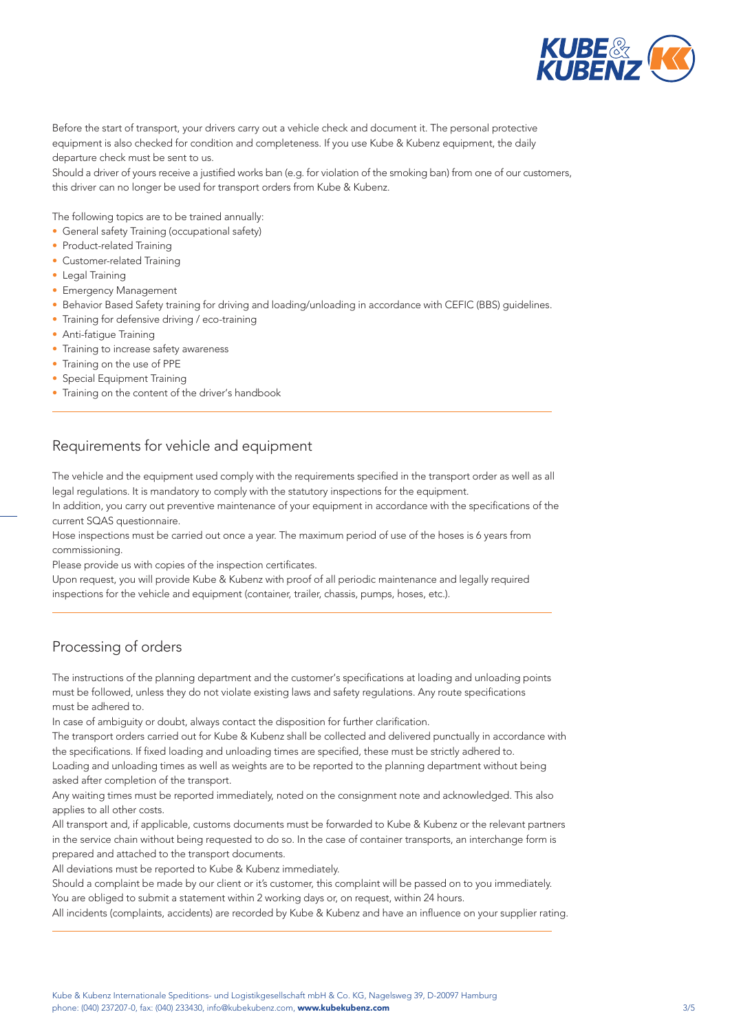Before the start of transport, your drivers carry out a vehicle check and document it. The personal protective equipment is also checked for condition and completeness. If you use Kube & Kubenz equipment, the daily departure check must be sent to us.

Should a driver of yours receive a justified works ban (e.g. for violation of the smoking ban) from one of our customers, this driver can no longer be used for transport orders from Kube & Kubenz.

The following topics are to be trained annually:

- General safety Training (occupational safety)
- Product-related Training
- Customer-related Training
- Legal Training
- Emergency Management
- Behavior Based Safety training for driving and loading/unloading in accordance with CEFIC (BBS) guidelines.
- Training for defensive driving / eco-training
- Anti-fatigue Training
- Training to increase safety awareness
- Training on the use of PPE
- Special Equipment Training
- Training on the content of the driver's handbook

## Requirements for vehicle and equipment

The vehicle and the equipment used comply with the requirements specified in the transport order as well as all legal regulations. It is mandatory to comply with the statutory inspections for the equipment.

In addition, you carry out preventive maintenance of your equipment in accordance with the specifications of the current SQAS questionnaire.

Hose inspections must be carried out once a year. The maximum period of use of the hoses is 6 years from commissioning.

Please provide us with copies of the inspection certificates.

Upon request, you will provide Kube & Kubenz with proof of all periodic maintenance and legally required inspections for the vehicle and equipment (container, trailer, chassis, pumps, hoses, etc.).

## Processing of orders

The instructions of the planning department and the customer's specifications at loading and unloading points must be followed, unless they do not violate existing laws and safety regulations. Any route specifications must be adhered to.

In case of ambiguity or doubt, always contact the disposition for further clarification.

The transport orders carried out for Kube & Kubenz shall be collected and delivered punctually in accordance with the specifications. If fixed loading and unloading times are specified, these must be strictly adhered to.

Loading and unloading times as well as weights are to be reported to the planning department without being asked after completion of the transport.

Any waiting times must be reported immediately, noted on the consignment note and acknowledged. This also applies to all other costs.

All transport and, if applicable, customs documents must be forwarded to Kube & Kubenz or the relevant partners in the service chain without being requested to do so. In the case of container transports, an interchange form is prepared and attached to the transport documents.

All deviations must be reported to Kube & Kubenz immediately.

Should a complaint be made by our client or it's customer, this complaint will be passed on to you immediately. You are obliged to submit a statement within 2 working days or, on request, within 24 hours.

All incidents (complaints, accidents) are recorded by Kube & Kubenz and have an influence on your supplier rating.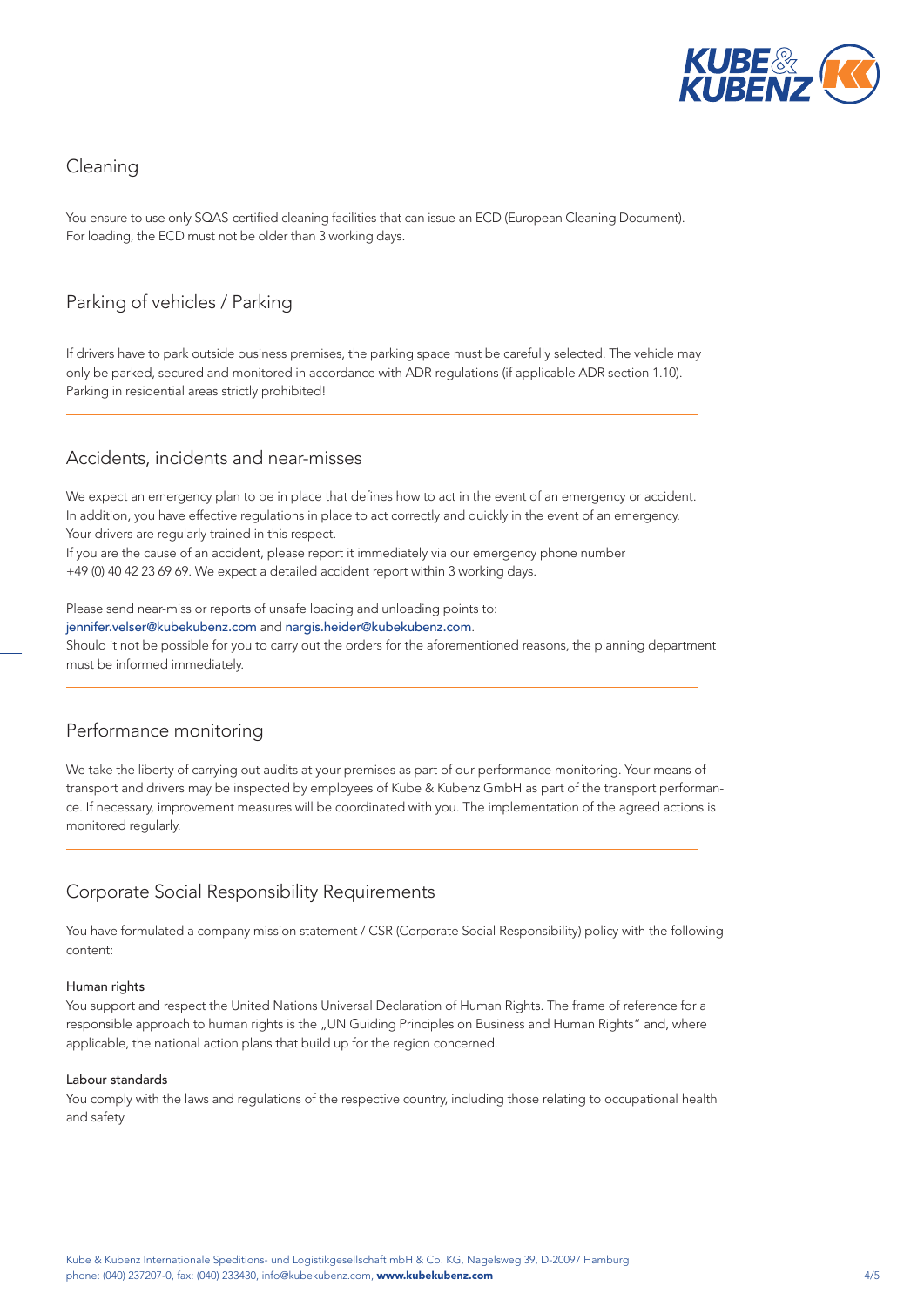## Cleaning

You ensure to use only SQAS-certified cleaning facilities that can issue an ECD (European Cleaning Document). For loading, the ECD must not be older than 3 working days.

## Parking of vehicles / Parking

If drivers have to park outside business premises, the parking space must be carefully selected. The vehicle may only be parked, secured and monitored in accordance with ADR regulations (if applicable ADR section 1.10). Parking in residential areas strictly prohibited!

## Accidents, incidents and near-misses

We expect an emergency plan to be in place that defines how to act in the event of an emergency or accident. In addition, you have effective regulations in place to act correctly and quickly in the event of an emergency. Your drivers are regularly trained in this respect.
If you are the cause of an accident, please report it immediately via our emergency phone number +49 (0) 40 42 23 69 69. We expect a detailed accident report within 3 working days.

Please send near-miss or reports of unsafe loading and unloading points to:
jennifer.velser@kubekubenz.com and nargis.heider@kubekubenz.com.
Should it not be possible for you to carry out the orders for the aforementioned reasons, the planning department must be informed immediately.

## Performance monitoring

We take the liberty of carrying out audits at your premises as part of our performance monitoring. Your means of transport and drivers may be inspected by employees of Kube & Kubenz GmbH as part of the transport performance. If necessary, improvement measures will be coordinated with you. The implementation of the agreed actions is monitored regularly.

## Corporate Social Responsibility Requirements

You have formulated a company mission statement / CSR (Corporate Social Responsibility) policy with the following content:

### Human rights

You support and respect the United Nations Universal Declaration of Human Rights. The frame of reference for a responsible approach to human rights is the „UN Guiding Principles on Business and Human Rights" and, where applicable, the national action plans that build up for the region concerned.

### Labour standards

You comply with the laws and regulations of the respective country, including those relating to occupational health and safety.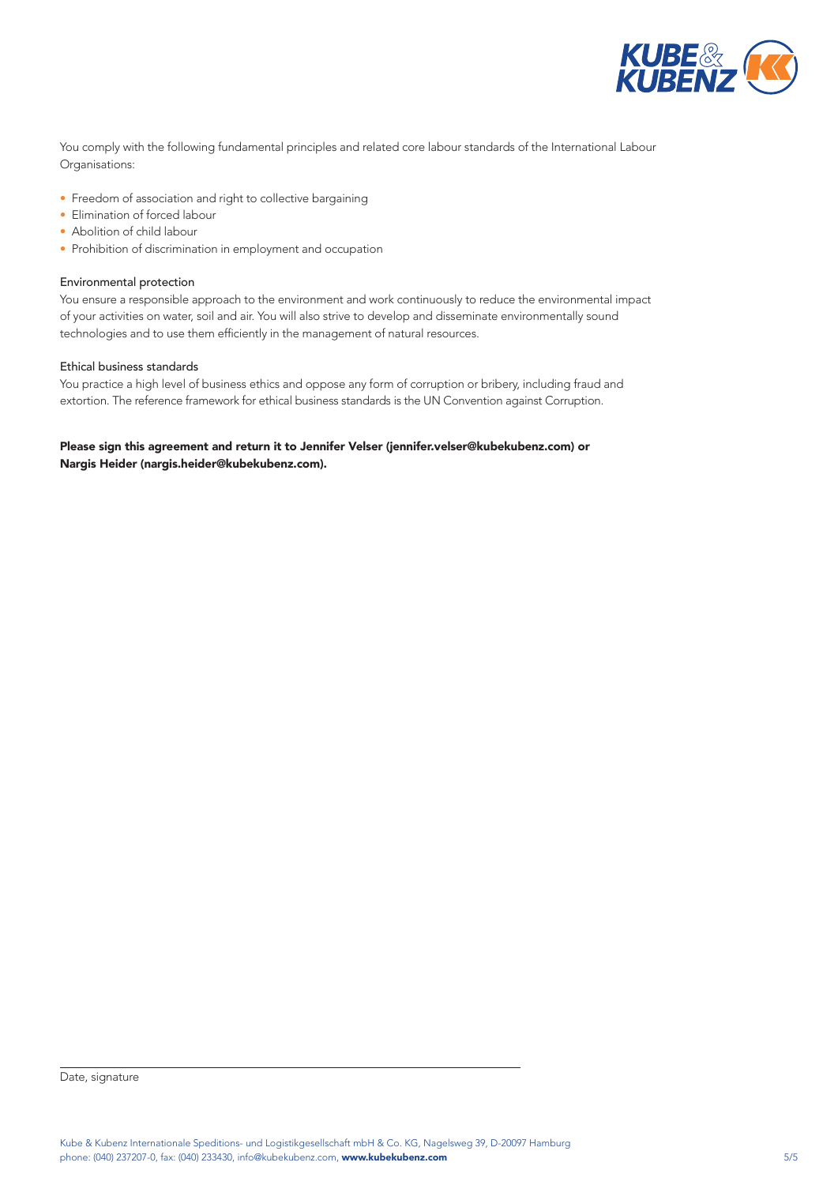You comply with the following fundamental principles and related core labour standards of the International Labour Organisations:

- Freedom of association and right to collective bargaining
- Elimination of forced labour
- Abolition of child labour
- Prohibition of discrimination in employment and occupation

### Environmental protection

You ensure a responsible approach to the environment and work continuously to reduce the environmental impact of your activities on water, soil and air. You will also strive to develop and disseminate environmentally sound technologies and to use them efficiently in the management of natural resources.

### Ethical business standards

You practice a high level of business ethics and oppose any form of corruption or bribery, including fraud and extortion. The reference framework for ethical business standards is the UN Convention against Corruption.

**Please sign this agreement and return it to Jennifer Velser (jennifer.velser@kubekubenz.com) or Nargis Heider (nargis.heider@kubekubenz.com).**

\_\_\_\_\_\_\_\_\_\_\_\_\_\_\_\_\_\_\_\_\_\_\_\_\_\_\_\_\_\_\_\_\_\_\_\_\_\_\_\_\_\_\_\_

Date, signature